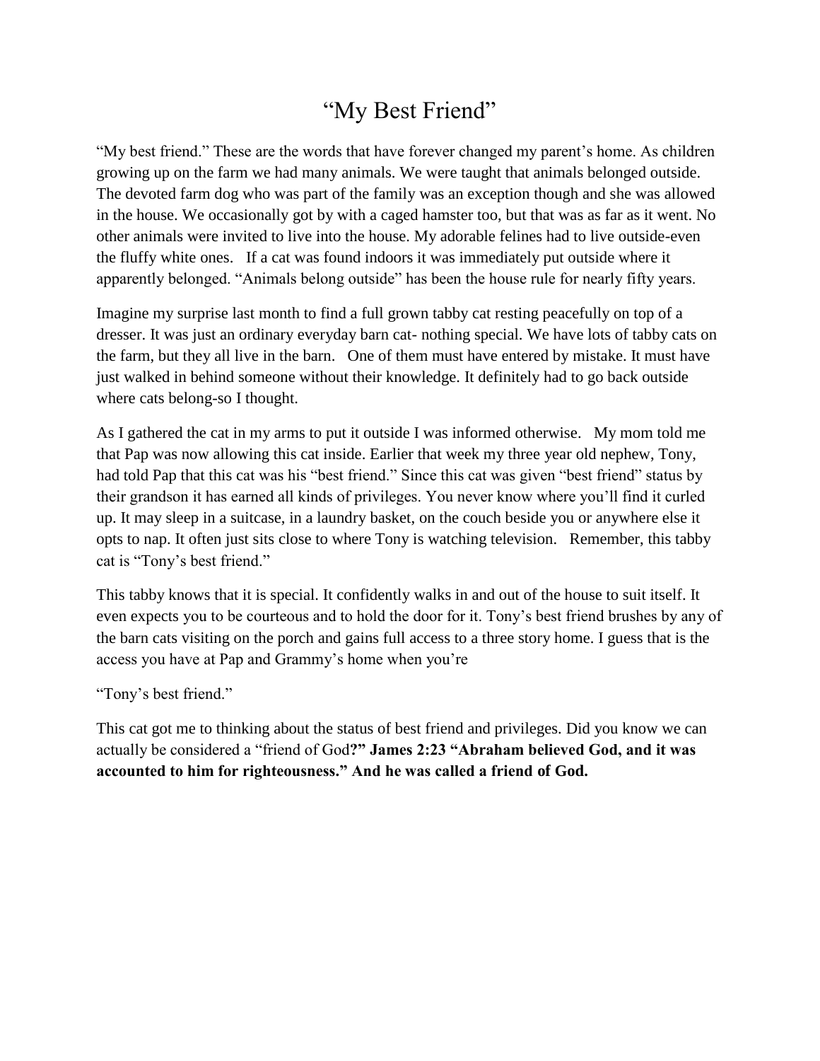# "My Best Friend"

"My best friend." These are the words that have forever changed my parent's home. As children growing up on the farm we had many animals. We were taught that animals belonged outside. The devoted farm dog who was part of the family was an exception though and she was allowed in the house. We occasionally got by with a caged hamster too, but that was as far as it went. No other animals were invited to live into the house. My adorable felines had to live outside-even the fluffy white ones. If a cat was found indoors it was immediately put outside where it apparently belonged. "Animals belong outside" has been the house rule for nearly fifty years.

Imagine my surprise last month to find a full grown tabby cat resting peacefully on top of a dresser. It was just an ordinary everyday barn cat- nothing special. We have lots of tabby cats on the farm, but they all live in the barn. One of them must have entered by mistake. It must have just walked in behind someone without their knowledge. It definitely had to go back outside where cats belong-so I thought.

As I gathered the cat in my arms to put it outside I was informed otherwise. My mom told me that Pap was now allowing this cat inside. Earlier that week my three year old nephew, Tony, had told Pap that this cat was his "best friend." Since this cat was given "best friend" status by their grandson it has earned all kinds of privileges. You never know where you'll find it curled up. It may sleep in a suitcase, in a laundry basket, on the couch beside you or anywhere else it opts to nap. It often just sits close to where Tony is watching television. Remember, this tabby cat is "Tony's best friend."

This tabby knows that it is special. It confidently walks in and out of the house to suit itself. It even expects you to be courteous and to hold the door for it. Tony's best friend brushes by any of the barn cats visiting on the porch and gains full access to a three story home. I guess that is the access you have at Pap and Grammy's home when you're

"Tony's best friend."

This cat got me to thinking about the status of best friend and privileges. Did you know we can actually be considered a "friend of God**?" James 2:23 "Abraham believed God, and it was accounted to him for righteousness." And he was called a friend of God.**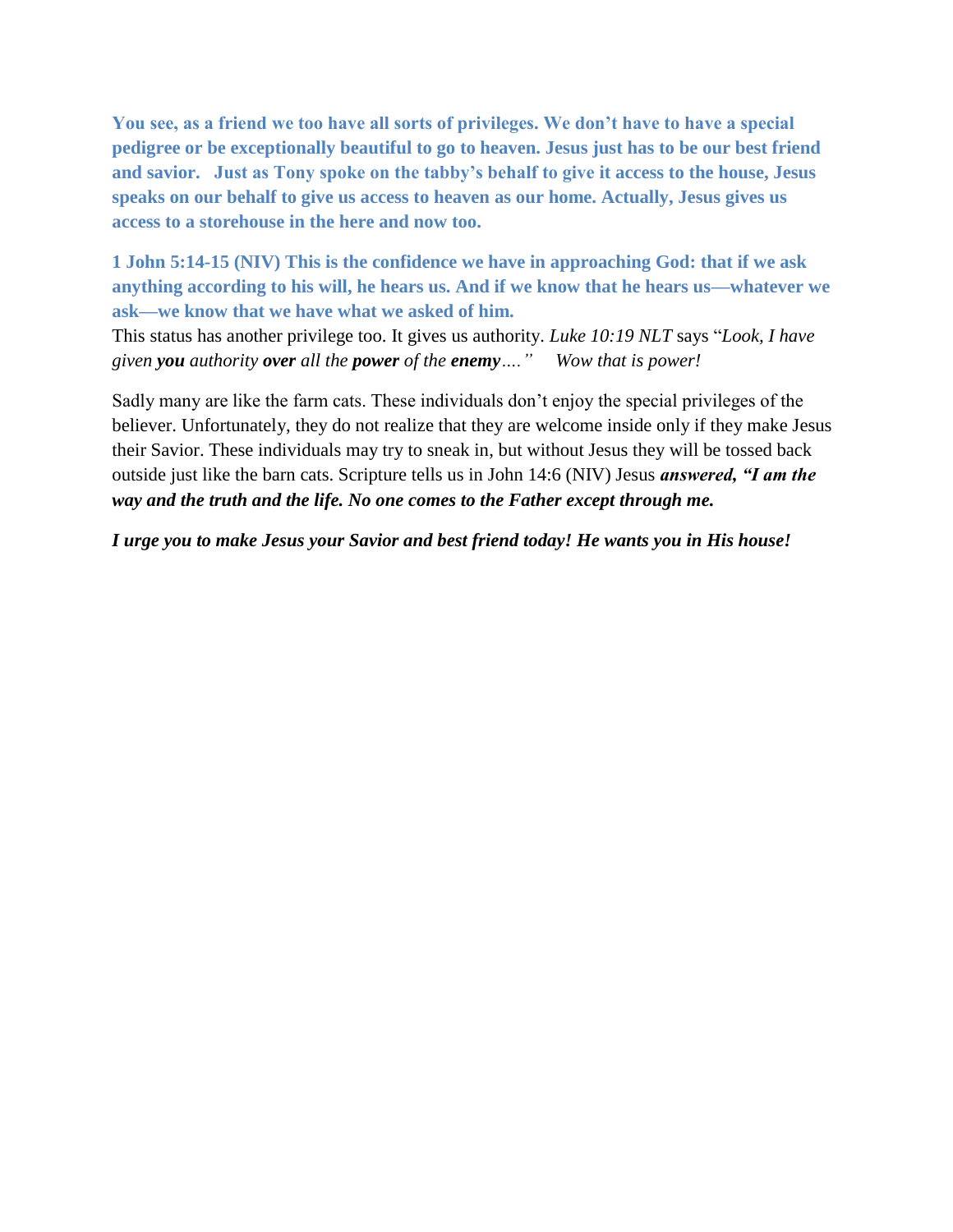**You see, as a friend we too have all sorts of privileges. We don't have to have a special pedigree or be exceptionally beautiful to go to heaven. Jesus just has to be our best friend and savior. Just as Tony spoke on the tabby's behalf to give it access to the house, Jesus speaks on our behalf to give us access to heaven as our home. Actually, Jesus gives us access to a storehouse in the here and now too.**

**1 John 5:14-15 (NIV) This is the confidence we have in approaching God: that if we ask anything according to his will, he hears us. And if we know that he hears us—whatever we ask—we know that we have what we asked of him.**

This status has another privilege too. It gives us authority. *Luke 10:19 NLT* says "*Look, I have given **you** authority **over** all the **power** of the **enemy**…."  Wow that is power!*

Sadly many are like the farm cats. These individuals don't enjoy the special privileges of the believer. Unfortunately, they do not realize that they are welcome inside only if they make Jesus their Savior. These individuals may try to sneak in, but without Jesus they will be tossed back outside just like the barn cats. Scripture tells us in John 14:6 (NIV) Jesus ***answered, "I am the way and the truth and the life. No one comes to the Father except through me.***

***I urge you to make Jesus your Savior and best friend today! He wants you in His house!***